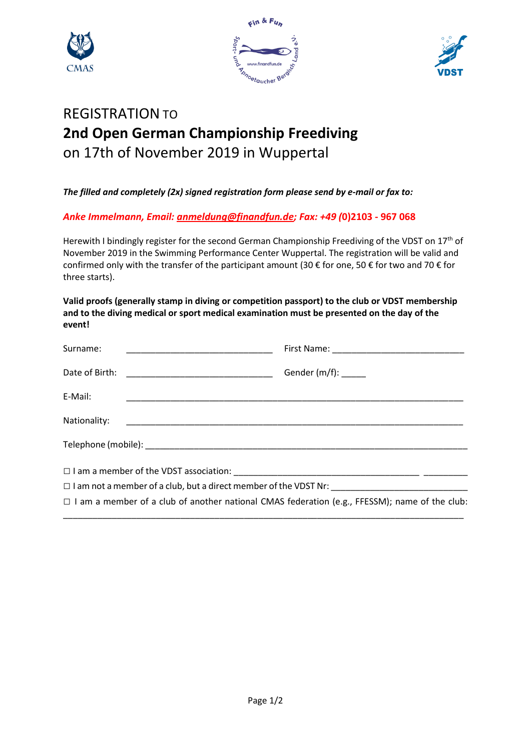# REGISTRATION TO

# 2nd Open German Championship Freediving

on 17th of November 2019 in Wuppertal

***The filled and completely (2x) signed registration form please send by e-mail or fax to:***

***Anke Immelmann, Email: anmeldung@finandfun.de; Fax: +49 (*0)2103 - 967 068**

Herewith I bindingly register for the second German Championship Freediving of the VDST on 17th of November 2019 in the Swimming Performance Center Wuppertal. The registration will be valid and confirmed only with the transfer of the participant amount (30 € for one, 50 € for two and 70 € for three starts).

**Valid proofs (generally stamp in diving or competition passport) to the club or VDST membership and to the diving medical or sport medical examination must be presented on the day of the event!**

Surname: ______________________________ First Name: ___________________________

Date of Birth: ______________________________ Gender (m/f): _____

E-Mail: ______________________________________________________________________

Nationality: ______________________________________________________________________

Telephone (mobile): ______________________________________________________________________

☐ I am a member of the VDST association: ______________________________________ _________

☐ I am not a member of a club, but a direct member of the VDST Nr: ____________________________

☐ I am a member of a club of another national CMAS federation (e.g., FFESSM); name of the club: ______________________________________________________________________________________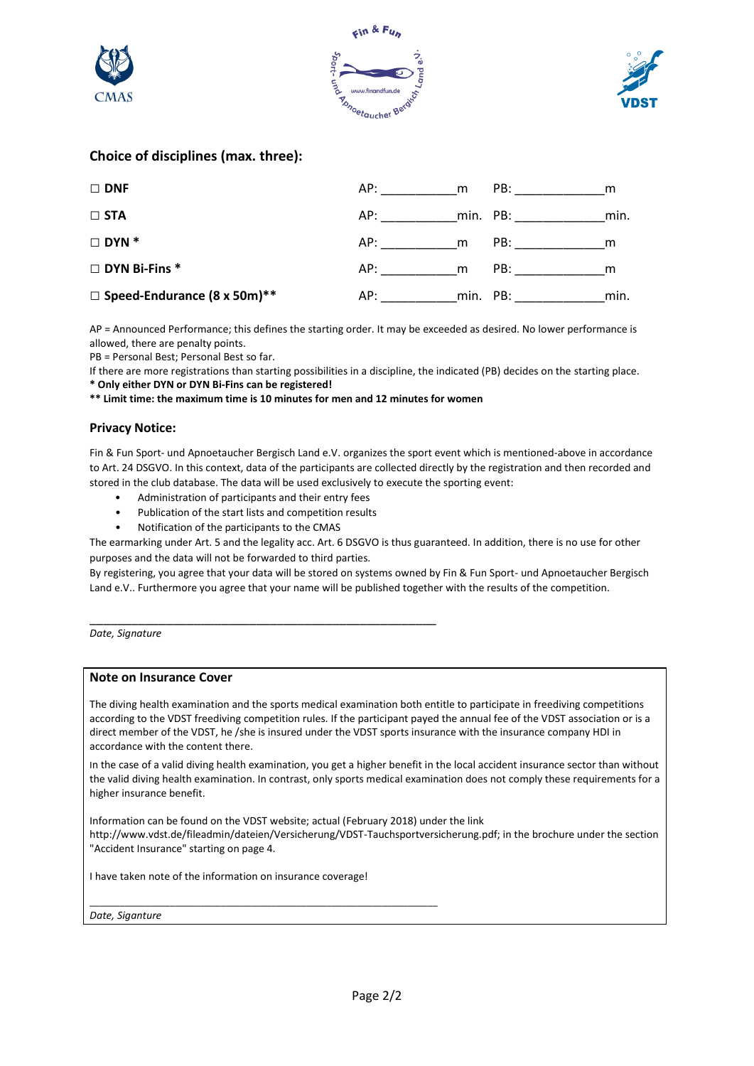## Choice of disciplines (max. three):

| | | |
|---|---|---|
| ☐ **DNF** | AP: ___________m | PB: _____________m |
| ☐ **STA** | AP: ___________min. | PB: _____________min. |
| ☐ **DYN** * | AP: ___________m | PB: _____________m |
| ☐ **DYN Bi-Fins** * | AP: ___________m | PB: _____________m |
| ☐ **Speed-Endurance (8 x 50m)**** | AP: ___________min. | PB: _____________min. |

AP = Announced Performance; this defines the starting order. It may be exceeded as desired. No lower performance is allowed, there are penalty points.
PB = Personal Best; Personal Best so far.
If there are more registrations than starting possibilities in a discipline, the indicated (PB) decides on the starting place.
**\* Only either DYN or DYN Bi-Fins can be registered!**
**\*\* Limit time: the maximum time is 10 minutes for men and 12 minutes for women**

### Privacy Notice:

Fin & Fun Sport- und Apnoetaucher Bergisch Land e.V. organizes the sport event which is mentioned-above in accordance to Art. 24 DSGVO. In this context, data of the participants are collected directly by the registration and then recorded and stored in the club database. The data will be used exclusively to execute the sporting event:

- Administration of participants and their entry fees
- Publication of the start lists and competition results
- Notification of the participants to the CMAS

The earmarking under Art. 5 and the legality acc. Art. 6 DSGVO is thus guaranteed. In addition, there is no use for other purposes and the data will not be forwarded to third parties.
By registering, you agree that your data will be stored on systems owned by Fin & Fun Sport- und Apnoetaucher Bergisch Land e.V.. Furthermore you agree that your name will be published together with the results of the competition.

_____________________________________________________________

*Date, Signature*

### Note on Insurance Cover

The diving health examination and the sports medical examination both entitle to participate in freediving competitions according to the VDST freediving competition rules. If the participant payed the annual fee of the VDST association or is a direct member of the VDST, he /she is insured under the VDST sports insurance with the insurance company HDI in accordance with the content there.

In the case of a valid diving health examination, you get a higher benefit in the local accident insurance sector than without the valid diving health examination. In contrast, only sports medical examination does not comply these requirements for a higher insurance benefit.

Information can be found on the VDST website; actual (February 2018) under the link http://www.vdst.de/fileadmin/dateien/Versicherung/VDST-Tauchsportversicherung.pdf; in the brochure under the section "Accident Insurance" starting on page 4.

I have taken note of the information on insurance coverage!

_____________________________________________________________

*Date, Siganture*